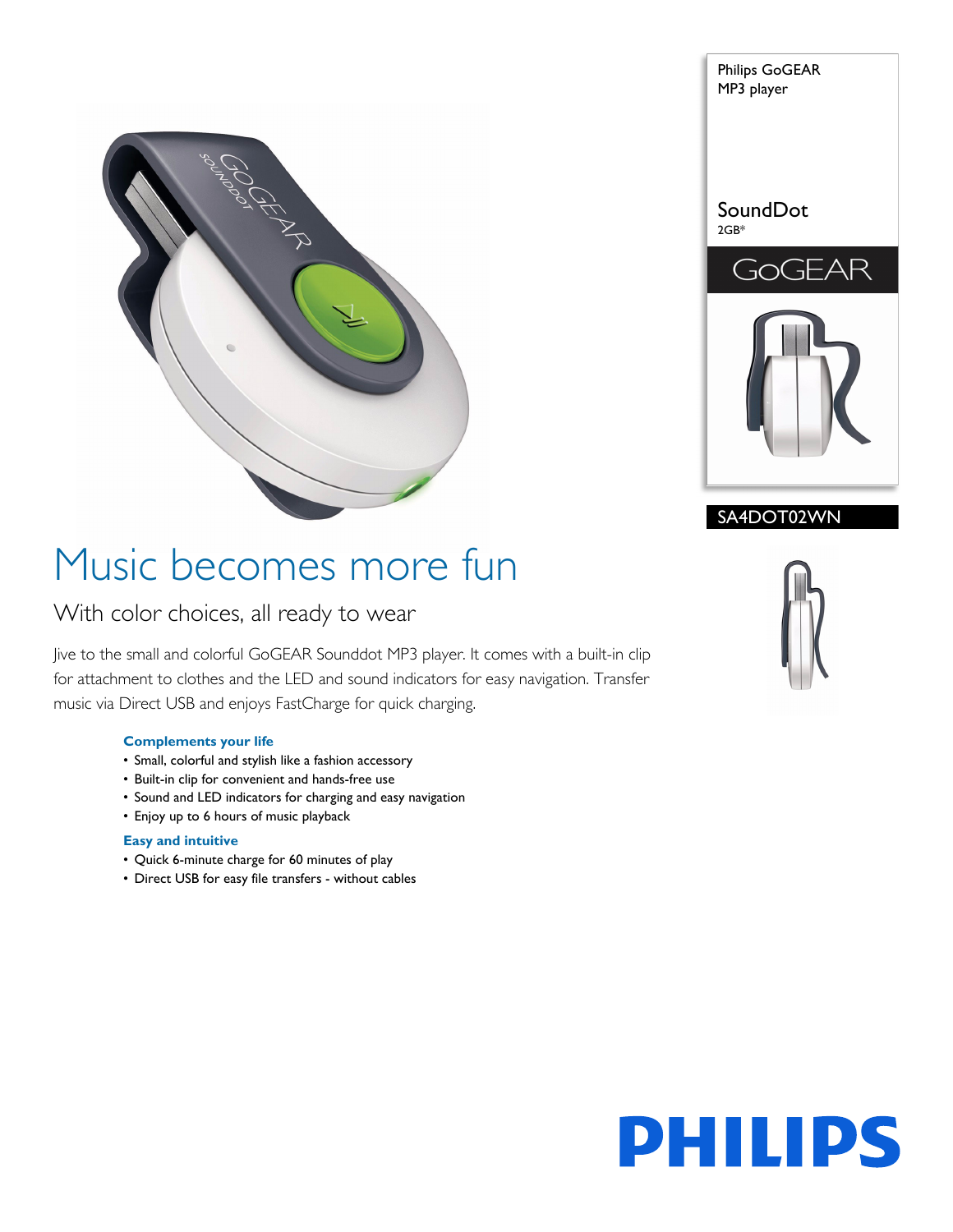Philips GoGEAR
MP3 player

SoundDot
2GB*

GoGEAR

SA4DOT02WN

# Music becomes more fun

## With color choices, all ready to wear

Jive to the small and colorful GoGEAR Sounddot MP3 player. It comes with a built-in clip for attachment to clothes and the LED and sound indicators for easy navigation. Transfer music via Direct USB and enjoys FastCharge for quick charging.

### Complements your life
- Small, colorful and stylish like a fashion accessory
- Built-in clip for convenient and hands-free use
- Sound and LED indicators for charging and easy navigation
- Enjoy up to 6 hours of music playback

### Easy and intuitive
- Quick 6-minute charge for 60 minutes of play
- Direct USB for easy file transfers - without cables

PHILIPS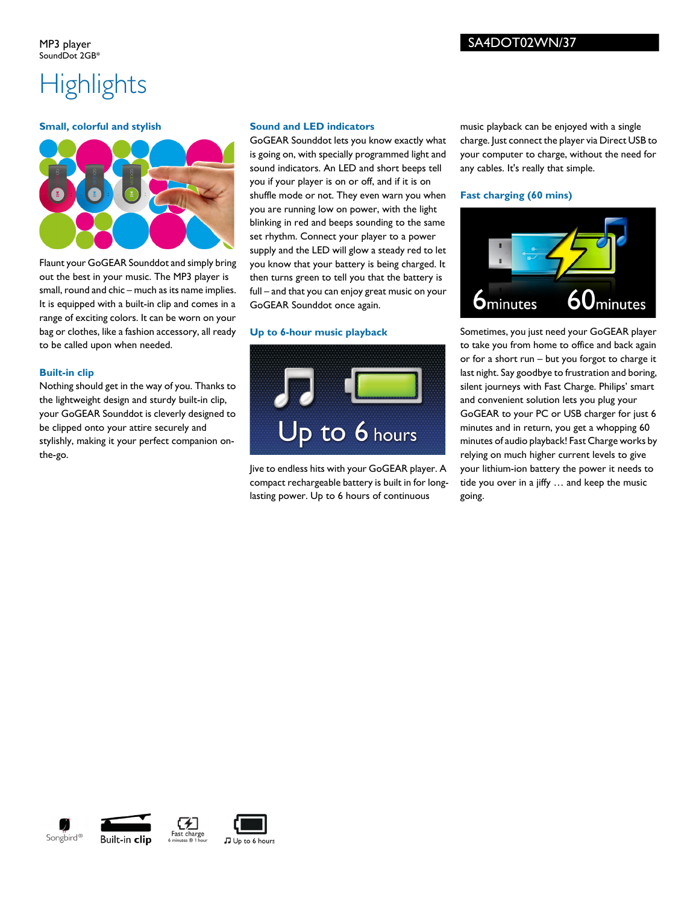MP3 player
SoundDot 2GB*

SA4DOT02WN/37

# Highlights

### Small, colorful and stylish

Flaunt your GoGEAR Sounddot and simply bring out the best in your music. The MP3 player is small, round and chic – much as its name implies. It is equipped with a built-in clip and comes in a range of exciting colors. It can be worn on your bag or clothes, like a fashion accessory, all ready to be called upon when needed.

### Built-in clip

Nothing should get in the way of you. Thanks to the lightweight design and sturdy built-in clip, your GoGEAR Sounddot is cleverly designed to be clipped onto your attire securely and stylishly, making it your perfect companion on-the-go.

### Sound and LED indicators

GoGEAR Sounddot lets you know exactly what is going on, with specially programmed light and sound indicators. An LED and short beeps tell you if your player is on or off, and if it is on shuffle mode or not. They even warn you when you are running low on power, with the light blinking in red and beeps sounding to the same set rhythm. Connect your player to a power supply and the LED will glow a steady red to let you know that your battery is being charged. It then turns green to tell you that the battery is full – and that you can enjoy great music on your GoGEAR Sounddot once again.

### Up to 6-hour music playback

Up to 6 hours

Jive to endless hits with your GoGEAR player. A compact rechargeable battery is built in for long-lasting power. Up to 6 hours of continuous music playback can be enjoyed with a single charge. Just connect the player via Direct USB to your computer to charge, without the need for any cables. It's really that simple.

### Fast charging (60 mins)

6minutes 60minutes

Sometimes, you just need your GoGEAR player to take you from home to office and back again or for a short run – but you forgot to charge it last night. Say goodbye to frustration and boring, silent journeys with Fast Charge. Philips' smart and convenient solution lets you plug your GoGEAR to your PC or USB charger for just 6 minutes and in return, you get a whopping 60 minutes of audio playback! Fast Charge works by relying on much higher current levels to give your lithium-ion battery the power it needs to tide you over in a jiffy … and keep the music going.

Songbird® | Built-in clip | Fast charge 6 minutes ⊕ 1 hour | Up to 6 hours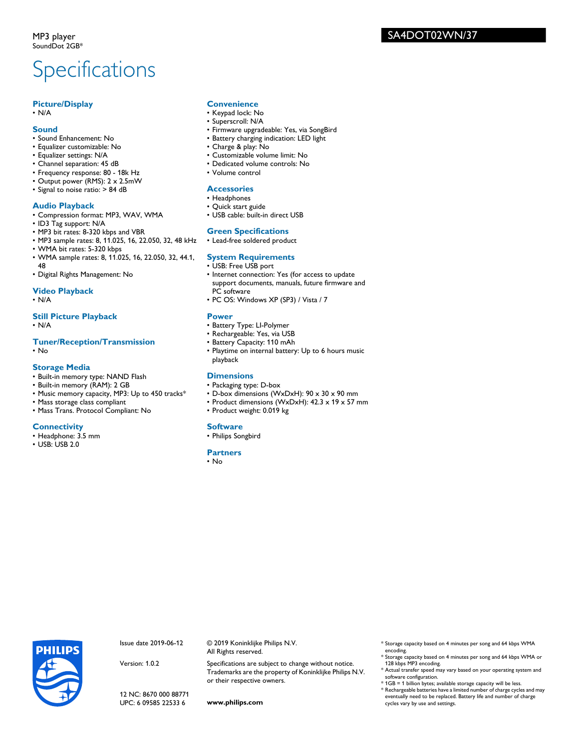MP3 player
SoundDot 2GB*

SA4DOT02WN/37

# Specifications

### Picture/Display
- N/A

### Sound
- Sound Enhancement: No
- Equalizer customizable: No
- Equalizer settings: N/A
- Channel separation: 45 dB
- Frequency response: 80 - 18k Hz
- Output power (RMS): 2 x 2.5mW
- Signal to noise ratio: > 84 dB

### Audio Playback
- Compression format: MP3, WAV, WMA
- ID3 Tag support: N/A
- MP3 bit rates: 8-320 kbps and VBR
- MP3 sample rates: 8, 11.025, 16, 22.050, 32, 48 kHz
- WMA bit rates: 5-320 kbps
- WMA sample rates: 8, 11.025, 16, 22.050, 32, 44.1, 48
- Digital Rights Management: No

### Video Playback
- N/A

### Still Picture Playback
- N/A

### Tuner/Reception/Transmission
- No

### Storage Media
- Built-in memory type: NAND Flash
- Built-in memory (RAM): 2 GB
- Music memory capacity, MP3: Up to 450 tracks*
- Mass storage class compliant
- Mass Trans. Protocol Compliant: No

### Connectivity
- Headphone: 3.5 mm
- USB: USB 2.0

### Convenience
- Keypad lock: No
- Superscroll: N/A
- Firmware upgradeable: Yes, via SongBird
- Battery charging indication: LED light
- Charge & play: No
- Customizable volume limit: No
- Dedicated volume controls: No
- Volume control

### Accessories
- Headphones
- Quick start guide
- USB cable: built-in direct USB

### Green Specifications
- Lead-free soldered product

### System Requirements
- USB: Free USB port
- Internet connection: Yes (for access to update support documents, manuals, future firmware and PC software
- PC OS: Windows XP (SP3) / Vista / 7

### Power
- Battery Type: LI-Polymer
- Rechargeable: Yes, via USB
- Battery Capacity: 110 mAh
- Playtime on internal battery: Up to 6 hours music playback

### Dimensions
- Packaging type: D-box
- D-box dimensions (WxDxH): 90 x 30 x 90 mm
- Product dimensions (WxDxH): 42.3 x 19 x 57 mm
- Product weight: 0.019 kg

### Software
- Philips Songbird

### Partners
- No

Issue date 2019-06-12

Version: 1.0.2

12 NC: 8670 000 88771
UPC: 6 09585 22533 6

© 2019 Koninklijke Philips N.V.
All Rights reserved.

Specifications are subject to change without notice. Trademarks are the property of Koninklijke Philips N.V. or their respective owners.

www.philips.com

* Storage capacity based on 4 minutes per song and 64 kbps WMA encoding.
* Storage capacity based on 4 minutes per song and 64 kbps WMA or 128 kbps MP3 encoding.
* Actual transfer speed may vary based on your operating system and software configuration.
* 1GB = 1 billion bytes; available storage capacity will be less.
* Rechargeable batteries have a limited number of charge cycles and may eventually need to be replaced. Battery life and number of charge cycles vary by use and settings.